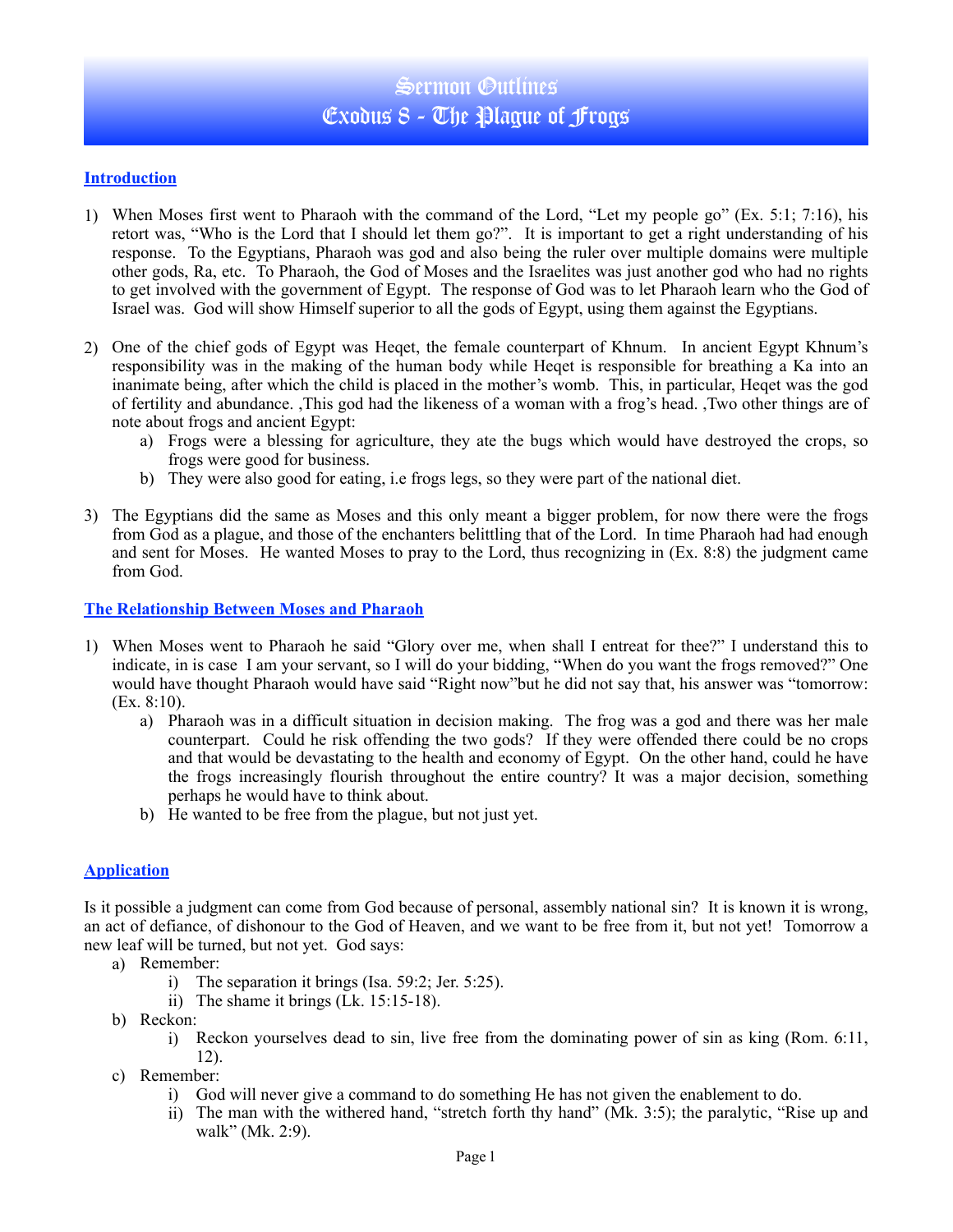# Sermon Outlines
# Exodus 8 - The Plague of Frogs

## Introduction

1) When Moses first went to Pharaoh with the command of the Lord, "Let my people go" (Ex. 5:1; 7:16), his retort was, "Who is the Lord that I should let them go?". It is important to get a right understanding of his response. To the Egyptians, Pharaoh was god and also being the ruler over multiple domains were multiple other gods, Ra, etc. To Pharaoh, the God of Moses and the Israelites was just another god who had no rights to get involved with the government of Egypt. The response of God was to let Pharaoh learn who the God of Israel was. God will show Himself superior to all the gods of Egypt, using them against the Egyptians.

2) One of the chief gods of Egypt was Heqet, the female counterpart of Khnum. In ancient Egypt Khnum's responsibility was in the making of the human body while Heqet is responsible for breathing a Ka into an inanimate being, after which the child is placed in the mother's womb. This, in particular, Heqet was the god of fertility and abundance. ,This god had the likeness of a woman with a frog's head. ,Two other things are of note about frogs and ancient Egypt:
   a) Frogs were a blessing for agriculture, they ate the bugs which would have destroyed the crops, so frogs were good for business.
   b) They were also good for eating, i.e frogs legs, so they were part of the national diet.

3) The Egyptians did the same as Moses and this only meant a bigger problem, for now there were the frogs from God as a plague, and those of the enchanters belittling that of the Lord. In time Pharaoh had had enough and sent for Moses. He wanted Moses to pray to the Lord, thus recognizing in (Ex. 8:8) the judgment came from God.

## The Relationship Between Moses and Pharaoh

1) When Moses went to Pharaoh he said "Glory over me, when shall I entreat for thee?" I understand this to indicate, in is case I am your servant, so I will do your bidding, "When do you want the frogs removed?" One would have thought Pharaoh would have said "Right now"but he did not say that, his answer was "tomorrow: (Ex. 8:10).
   a) Pharaoh was in a difficult situation in decision making. The frog was a god and there was her male counterpart. Could he risk offending the two gods? If they were offended there could be no crops and that would be devastating to the health and economy of Egypt. On the other hand, could he have the frogs increasingly flourish throughout the entire country? It was a major decision, something perhaps he would have to think about.
   b) He wanted to be free from the plague, but not just yet.

## Application

Is it possible a judgment can come from God because of personal, assembly national sin? It is known it is wrong, an act of defiance, of dishonour to the God of Heaven, and we want to be free from it, but not yet! Tomorrow a new leaf will be turned, but not yet. God says:

a) Remember:
   i) The separation it brings (Isa. 59:2; Jer. 5:25).
   ii) The shame it brings (Lk. 15:15-18).
b) Reckon:
   i) Reckon yourselves dead to sin, live free from the dominating power of sin as king (Rom. 6:11, 12).
c) Remember:
   i) God will never give a command to do something He has not given the enablement to do.
   ii) The man with the withered hand, "stretch forth thy hand" (Mk. 3:5); the paralytic, "Rise up and walk" (Mk. 2:9).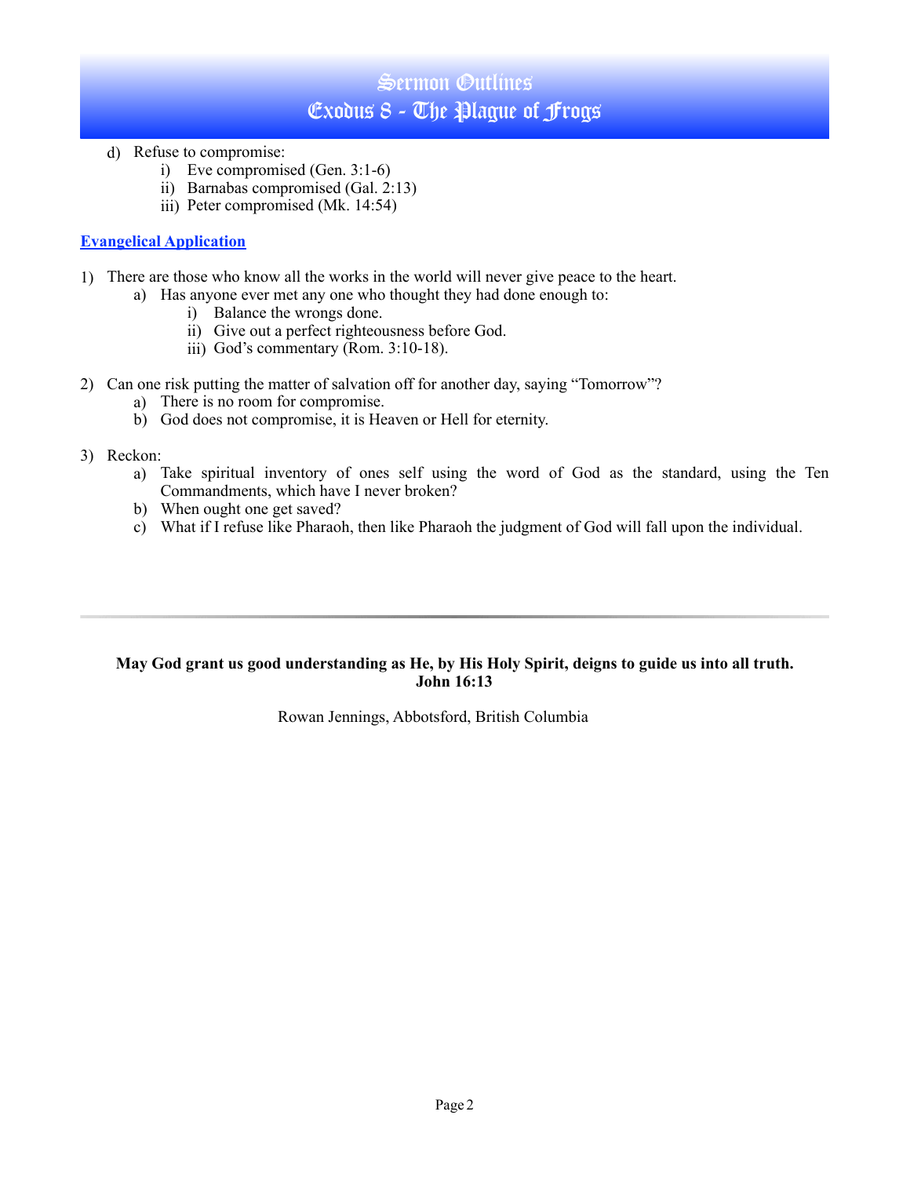d) Refuse to compromise:
   i) Eve compromised (Gen. 3:1-6)
   ii) Barnabas compromised (Gal. 2:13)
   iii) Peter compromised (Mk. 14:54)

## Evangelical Application

1) There are those who know all the works in the world will never give peace to the heart.
   a) Has anyone ever met any one who thought they had done enough to:
      i) Balance the wrongs done.
      ii) Give out a perfect righteousness before God.
      iii) God's commentary (Rom. 3:10-18).

2) Can one risk putting the matter of salvation off for another day, saying "Tomorrow"?
   a) There is no room for compromise.
   b) God does not compromise, it is Heaven or Hell for eternity.

3) Reckon:
   a) Take spiritual inventory of ones self using the word of God as the standard, using the Ten Commandments, which have I never broken?
   b) When ought one get saved?
   c) What if I refuse like Pharaoh, then like Pharaoh the judgment of God will fall upon the individual.

---

**May God grant us good understanding as He, by His Holy Spirit, deigns to guide us into all truth. John 16:13**

Rowan Jennings, Abbotsford, British Columbia